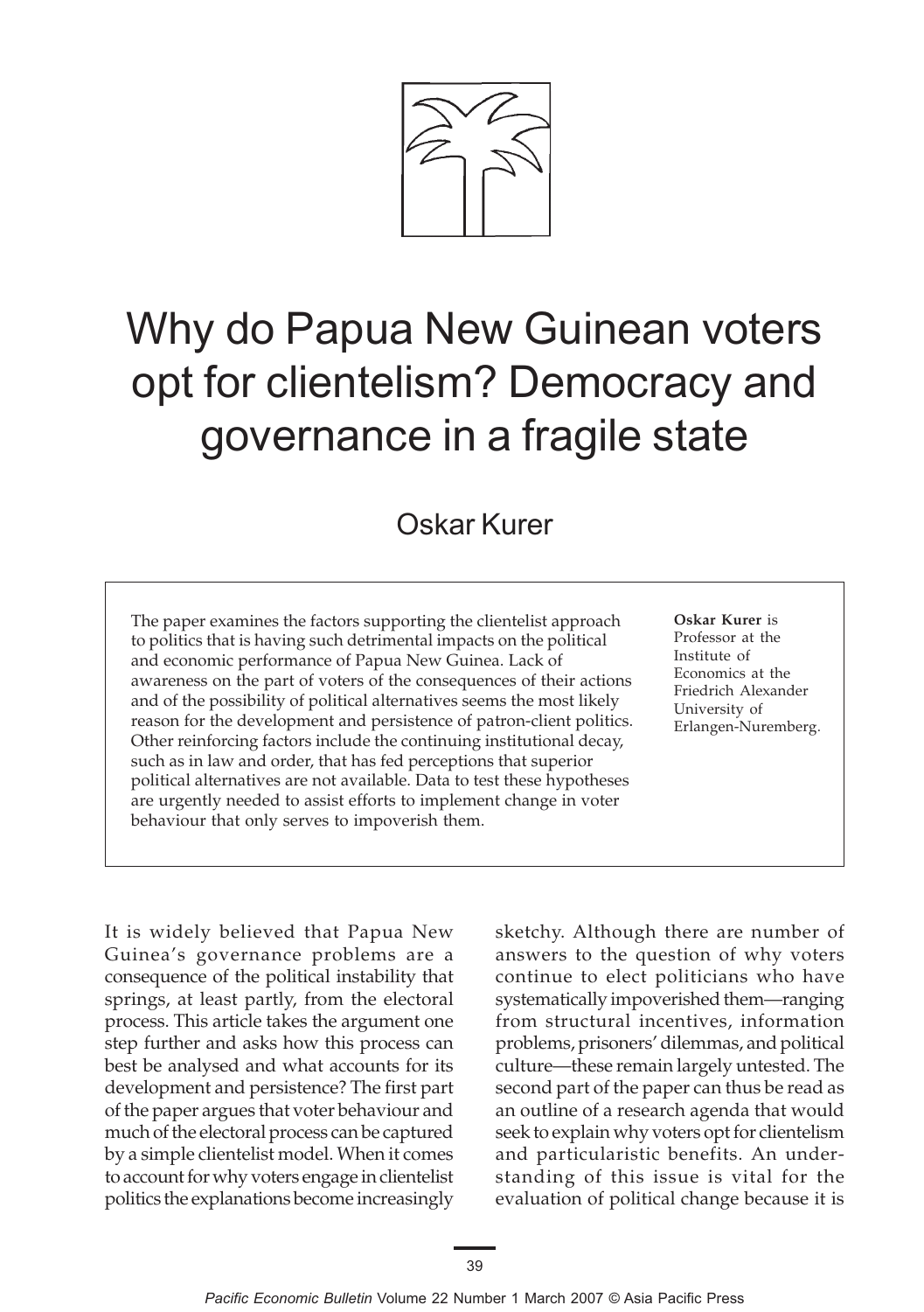# Why do Papua New Guinean voters opt for clientelism? Democracy and governance in a fragile state

Oskar Kurer

> The paper examines the factors supporting the clientelist approach to politics that is having such detrimental impacts on the political and economic performance of Papua New Guinea. Lack of awareness on the part of voters of the consequences of their actions and of the possibility of political alternatives seems the most likely reason for the development and persistence of patron-client politics. Other reinforcing factors include the continuing institutional decay, such as in law and order, that has fed perceptions that superior political alternatives are not available. Data to test these hypotheses are urgently needed to assist efforts to implement change in voter behaviour that only serves to impoverish them.

**Oskar Kurer** is Professor at the Institute of Economics at the Friedrich Alexander University of Erlangen-Nuremberg.

It is widely believed that Papua New Guinea's governance problems are a consequence of the political instability that springs, at least partly, from the electoral process. This article takes the argument one step further and asks how this process can best be analysed and what accounts for its development and persistence? The first part of the paper argues that voter behaviour and much of the electoral process can be captured by a simple clientelist model. When it comes to account for why voters engage in clientelist politics the explanations become increasingly sketchy. Although there are number of answers to the question of why voters continue to elect politicians who have systematically impoverished them—ranging from structural incentives, information problems, prisoners' dilemmas, and political culture—these remain largely untested. The second part of the paper can thus be read as an outline of a research agenda that would seek to explain why voters opt for clientelism and particularistic benefits. An understanding of this issue is vital for the evaluation of political change because it is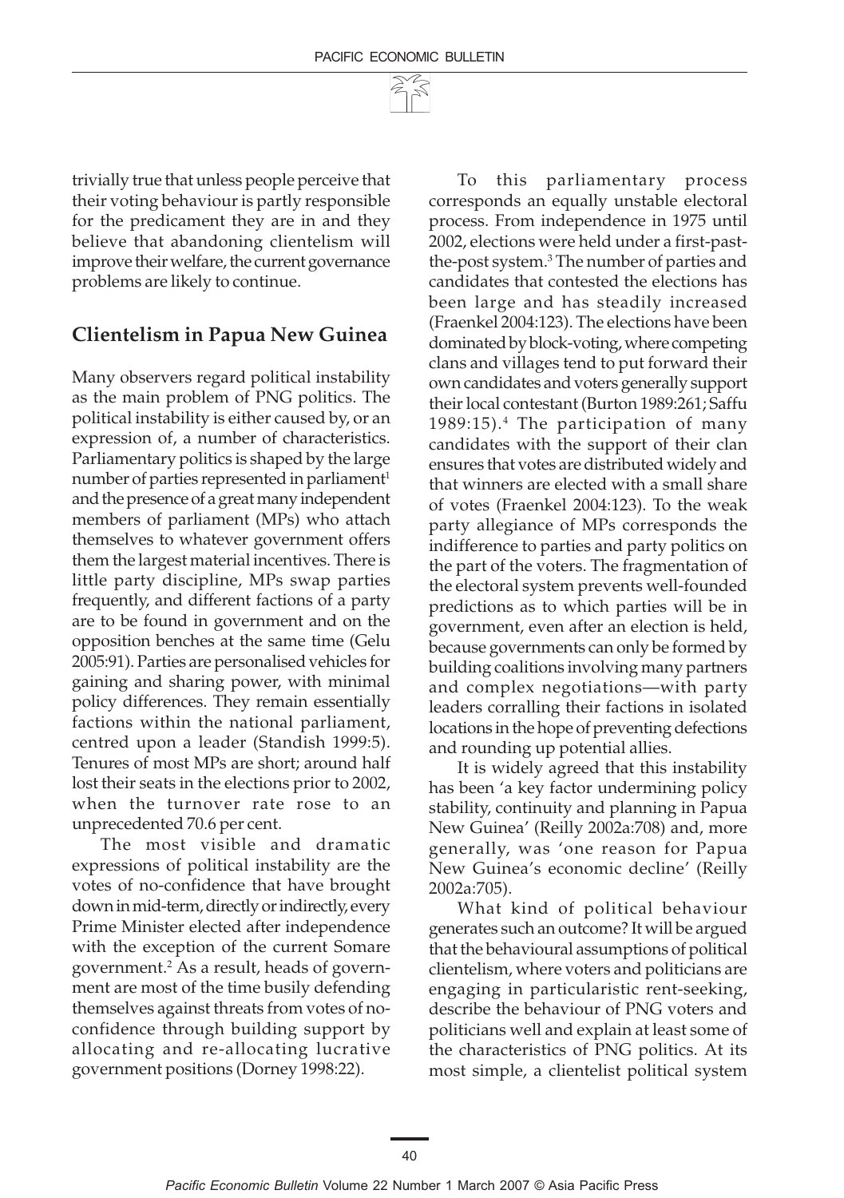trivially true that unless people perceive that their voting behaviour is partly responsible for the predicament they are in and they believe that abandoning clientelism will improve their welfare, the current governance problems are likely to continue.

## Clientelism in Papua New Guinea

Many observers regard political instability as the main problem of PNG politics. The political instability is either caused by, or an expression of, a number of characteristics. Parliamentary politics is shaped by the large number of parties represented in parliament[1] and the presence of a great many independent members of parliament (MPs) who attach themselves to whatever government offers them the largest material incentives. There is little party discipline, MPs swap parties frequently, and different factions of a party are to be found in government and on the opposition benches at the same time (Gelu 2005:91). Parties are personalised vehicles for gaining and sharing power, with minimal policy differences. They remain essentially factions within the national parliament, centred upon a leader (Standish 1999:5). Tenures of most MPs are short; around half lost their seats in the elections prior to 2002, when the turnover rate rose to an unprecedented 70.6 per cent.

The most visible and dramatic expressions of political instability are the votes of no-confidence that have brought down in mid-term, directly or indirectly, every Prime Minister elected after independence with the exception of the current Somare government.[2] As a result, heads of government are most of the time busily defending themselves against threats from votes of no-confidence through building support by allocating and re-allocating lucrative government positions (Dorney 1998:22).

To this parliamentary process corresponds an equally unstable electoral process. From independence in 1975 until 2002, elections were held under a first-past-the-post system.[3] The number of parties and candidates that contested the elections has been large and has steadily increased (Fraenkel 2004:123). The elections have been dominated by block-voting, where competing clans and villages tend to put forward their own candidates and voters generally support their local contestant (Burton 1989:261; Saffu 1989:15).[4] The participation of many candidates with the support of their clan ensures that votes are distributed widely and that winners are elected with a small share of votes (Fraenkel 2004:123). To the weak party allegiance of MPs corresponds the indifference to parties and party politics on the part of the voters. The fragmentation of the electoral system prevents well-founded predictions as to which parties will be in government, even after an election is held, because governments can only be formed by building coalitions involving many partners and complex negotiations—with party leaders corralling their factions in isolated locations in the hope of preventing defections and rounding up potential allies.

It is widely agreed that this instability has been 'a key factor undermining policy stability, continuity and planning in Papua New Guinea' (Reilly 2002a:708) and, more generally, was 'one reason for Papua New Guinea's economic decline' (Reilly 2002a:705).

What kind of political behaviour generates such an outcome? It will be argued that the behavioural assumptions of political clientelism, where voters and politicians are engaging in particularistic rent-seeking, describe the behaviour of PNG voters and politicians well and explain at least some of the characteristics of PNG politics. At its most simple, a clientelist political system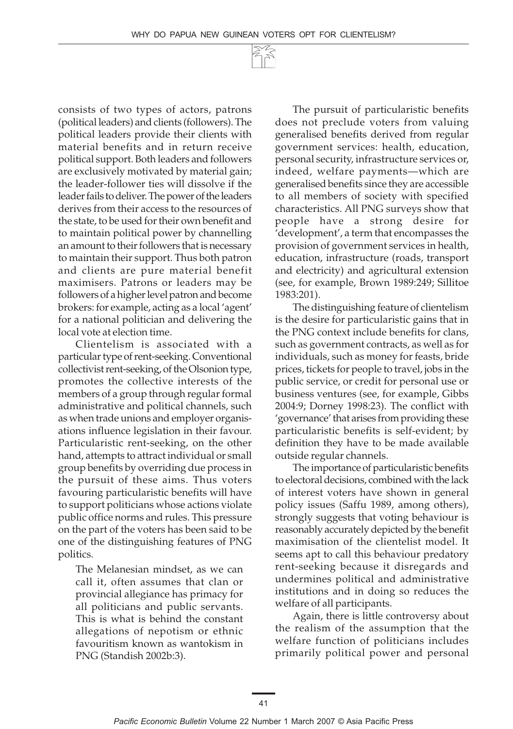consists of two types of actors, patrons (political leaders) and clients (followers). The political leaders provide their clients with material benefits and in return receive political support. Both leaders and followers are exclusively motivated by material gain; the leader-follower ties will dissolve if the leader fails to deliver. The power of the leaders derives from their access to the resources of the state, to be used for their own benefit and to maintain political power by channelling an amount to their followers that is necessary to maintain their support. Thus both patron and clients are pure material benefit maximisers. Patrons or leaders may be followers of a higher level patron and become brokers: for example, acting as a local 'agent' for a national politician and delivering the local vote at election time.

Clientelism is associated with a particular type of rent-seeking. Conventional collectivist rent-seeking, of the Olsonion type, promotes the collective interests of the members of a group through regular formal administrative and political channels, such as when trade unions and employer organisations influence legislation in their favour. Particularistic rent-seeking, on the other hand, attempts to attract individual or small group benefits by overriding due process in the pursuit of these aims. Thus voters favouring particularistic benefits will have to support politicians whose actions violate public office norms and rules. This pressure on the part of the voters has been said to be one of the distinguishing features of PNG politics.

> The Melanesian mindset, as we can call it, often assumes that clan or provincial allegiance has primacy for all politicians and public servants. This is what is behind the constant allegations of nepotism or ethnic favouritism known as wantokism in PNG (Standish 2002b:3).

The pursuit of particularistic benefits does not preclude voters from valuing generalised benefits derived from regular government services: health, education, personal security, infrastructure services or, indeed, welfare payments—which are generalised benefits since they are accessible to all members of society with specified characteristics. All PNG surveys show that people have a strong desire for 'development', a term that encompasses the provision of government services in health, education, infrastructure (roads, transport and electricity) and agricultural extension (see, for example, Brown 1989:249; Sillitoe 1983:201).

The distinguishing feature of clientelism is the desire for particularistic gains that in the PNG context include benefits for clans, such as government contracts, as well as for individuals, such as money for feasts, bride prices, tickets for people to travel, jobs in the public service, or credit for personal use or business ventures (see, for example, Gibbs 2004:9; Dorney 1998:23). The conflict with 'governance' that arises from providing these particularistic benefits is self-evident; by definition they have to be made available outside regular channels.

The importance of particularistic benefits to electoral decisions, combined with the lack of interest voters have shown in general policy issues (Saffu 1989, among others), strongly suggests that voting behaviour is reasonably accurately depicted by the benefit maximisation of the clientelist model. It seems apt to call this behaviour predatory rent-seeking because it disregards and undermines political and administrative institutions and in doing so reduces the welfare of all participants.

Again, there is little controversy about the realism of the assumption that the welfare function of politicians includes primarily political power and personal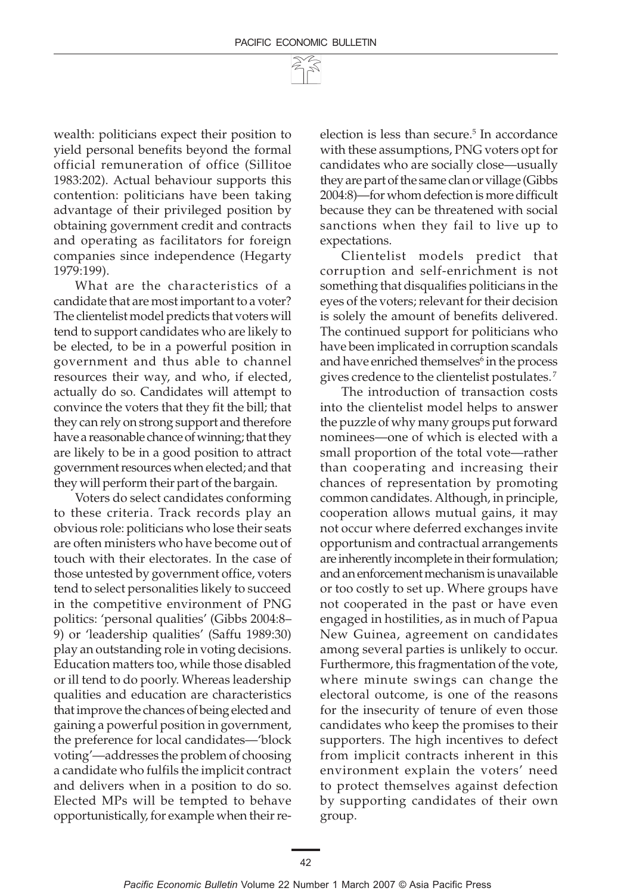wealth: politicians expect their position to yield personal benefits beyond the formal official remuneration of office (Sillitoe 1983:202). Actual behaviour supports this contention: politicians have been taking advantage of their privileged position by obtaining government credit and contracts and operating as facilitators for foreign companies since independence (Hegarty 1979:199).

What are the characteristics of a candidate that are most important to a voter? The clientelist model predicts that voters will tend to support candidates who are likely to be elected, to be in a powerful position in government and thus able to channel resources their way, and who, if elected, actually do so. Candidates will attempt to convince the voters that they fit the bill; that they can rely on strong support and therefore have a reasonable chance of winning; that they are likely to be in a good position to attract government resources when elected; and that they will perform their part of the bargain.

Voters do select candidates conforming to these criteria. Track records play an obvious role: politicians who lose their seats are often ministers who have become out of touch with their electorates. In the case of those untested by government office, voters tend to select personalities likely to succeed in the competitive environment of PNG politics: 'personal qualities' (Gibbs 2004:8–9) or 'leadership qualities' (Saffu 1989:30) play an outstanding role in voting decisions. Education matters too, while those disabled or ill tend to do poorly. Whereas leadership qualities and education are characteristics that improve the chances of being elected and gaining a powerful position in government, the preference for local candidates—'block voting'—addresses the problem of choosing a candidate who fulfils the implicit contract and delivers when in a position to do so. Elected MPs will be tempted to behave opportunistically, for example when their re-election is less than secure.[5] In accordance with these assumptions, PNG voters opt for candidates who are socially close—usually they are part of the same clan or village (Gibbs 2004:8)—for whom defection is more difficult because they can be threatened with social sanctions when they fail to live up to expectations.

Clientelist models predict that corruption and self-enrichment is not something that disqualifies politicians in the eyes of the voters; relevant for their decision is solely the amount of benefits delivered. The continued support for politicians who have been implicated in corruption scandals and have enriched themselves[6] in the process gives credence to the clientelist postulates.[7]

The introduction of transaction costs into the clientelist model helps to answer the puzzle of why many groups put forward nominees—one of which is elected with a small proportion of the total vote—rather than cooperating and increasing their chances of representation by promoting common candidates. Although, in principle, cooperation allows mutual gains, it may not occur where deferred exchanges invite opportunism and contractual arrangements are inherently incomplete in their formulation; and an enforcement mechanism is unavailable or too costly to set up. Where groups have not cooperated in the past or have even engaged in hostilities, as in much of Papua New Guinea, agreement on candidates among several parties is unlikely to occur. Furthermore, this fragmentation of the vote, where minute swings can change the electoral outcome, is one of the reasons for the insecurity of tenure of even those candidates who keep the promises to their supporters. The high incentives to defect from implicit contracts inherent in this environment explain the voters' need to protect themselves against defection by supporting candidates of their own group.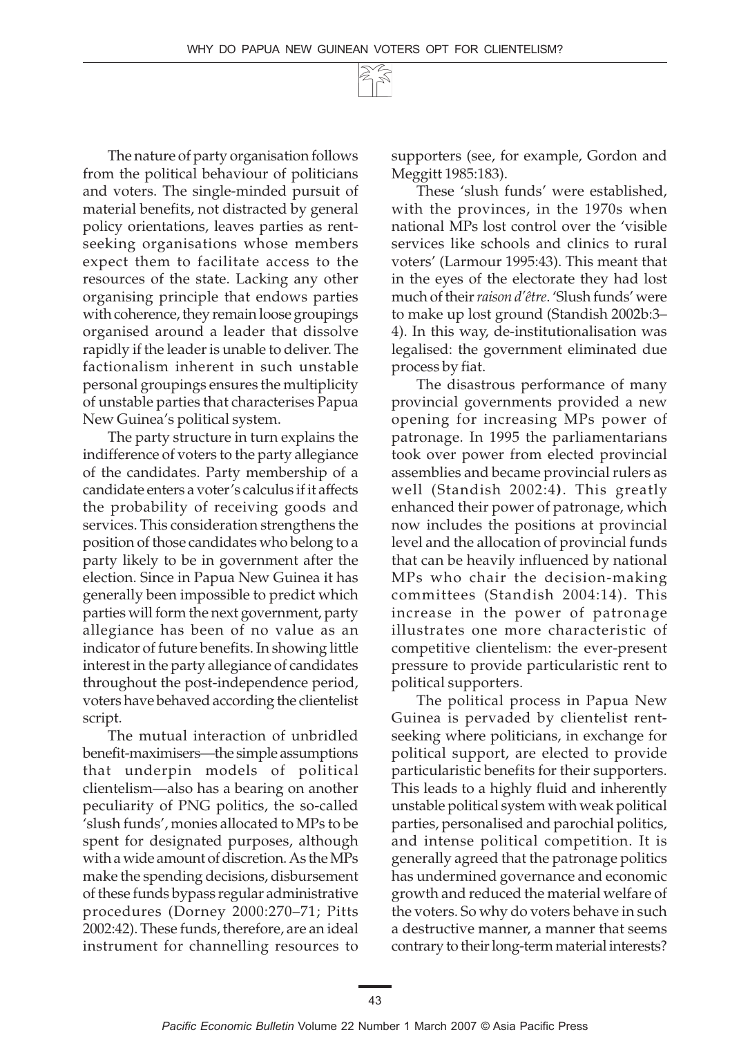The nature of party organisation follows from the political behaviour of politicians and voters. The single-minded pursuit of material benefits, not distracted by general policy orientations, leaves parties as rent-seeking organisations whose members expect them to facilitate access to the resources of the state. Lacking any other organising principle that endows parties with coherence, they remain loose groupings organised around a leader that dissolve rapidly if the leader is unable to deliver. The factionalism inherent in such unstable personal groupings ensures the multiplicity of unstable parties that characterises Papua New Guinea's political system.

The party structure in turn explains the indifference of voters to the party allegiance of the candidates. Party membership of a candidate enters a voter's calculus if it affects the probability of receiving goods and services. This consideration strengthens the position of those candidates who belong to a party likely to be in government after the election. Since in Papua New Guinea it has generally been impossible to predict which parties will form the next government, party allegiance has been of no value as an indicator of future benefits. In showing little interest in the party allegiance of candidates throughout the post-independence period, voters have behaved according the clientelist script.

The mutual interaction of unbridled benefit-maximisers—the simple assumptions that underpin models of political clientelism—also has a bearing on another peculiarity of PNG politics, the so-called 'slush funds', monies allocated to MPs to be spent for designated purposes, although with a wide amount of discretion. As the MPs make the spending decisions, disbursement of these funds bypass regular administrative procedures (Dorney 2000:270–71; Pitts 2002:42). These funds, therefore, are an ideal instrument for channelling resources to supporters (see, for example, Gordon and Meggitt 1985:183).

These 'slush funds' were established, with the provinces, in the 1970s when national MPs lost control over the 'visible services like schools and clinics to rural voters' (Larmour 1995:43). This meant that in the eyes of the electorate they had lost much of their *raison d'être*. 'Slush funds' were to make up lost ground (Standish 2002b:3–4). In this way, de-institutionalisation was legalised: the government eliminated due process by fiat.

The disastrous performance of many provincial governments provided a new opening for increasing MPs power of patronage. In 1995 the parliamentarians took over power from elected provincial assemblies and became provincial rulers as well (Standish 2002:4**)**. This greatly enhanced their power of patronage, which now includes the positions at provincial level and the allocation of provincial funds that can be heavily influenced by national MPs who chair the decision-making committees (Standish 2004:14). This increase in the power of patronage illustrates one more characteristic of competitive clientelism: the ever-present pressure to provide particularistic rent to political supporters.

The political process in Papua New Guinea is pervaded by clientelist rent-seeking where politicians, in exchange for political support, are elected to provide particularistic benefits for their supporters. This leads to a highly fluid and inherently unstable political system with weak political parties, personalised and parochial politics, and intense political competition. It is generally agreed that the patronage politics has undermined governance and economic growth and reduced the material welfare of the voters. So why do voters behave in such a destructive manner, a manner that seems contrary to their long-term material interests?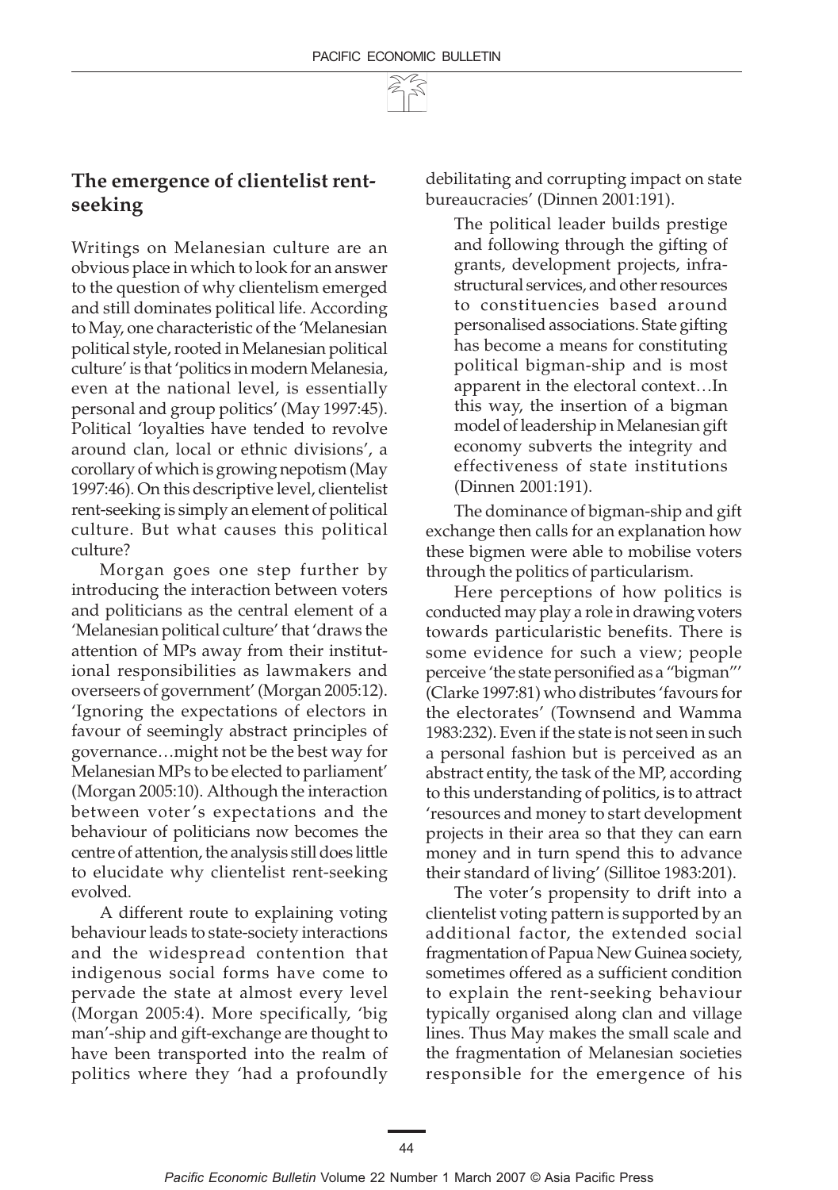## The emergence of clientelist rent-seeking

Writings on Melanesian culture are an obvious place in which to look for an answer to the question of why clientelism emerged and still dominates political life. According to May, one characteristic of the 'Melanesian political style, rooted in Melanesian political culture' is that 'politics in modern Melanesia, even at the national level, is essentially personal and group politics' (May 1997:45). Political 'loyalties have tended to revolve around clan, local or ethnic divisions', a corollary of which is growing nepotism (May 1997:46). On this descriptive level, clientelist rent-seeking is simply an element of political culture. But what causes this political culture?

Morgan goes one step further by introducing the interaction between voters and politicians as the central element of a 'Melanesian political culture' that 'draws the attention of MPs away from their institutional responsibilities as lawmakers and overseers of government' (Morgan 2005:12). 'Ignoring the expectations of electors in favour of seemingly abstract principles of governance…might not be the best way for Melanesian MPs to be elected to parliament' (Morgan 2005:10). Although the interaction between voter's expectations and the behaviour of politicians now becomes the centre of attention, the analysis still does little to elucidate why clientelist rent-seeking evolved.

A different route to explaining voting behaviour leads to state-society interactions and the widespread contention that indigenous social forms have come to pervade the state at almost every level (Morgan 2005:4). More specifically, 'big man'-ship and gift-exchange are thought to have been transported into the realm of politics where they 'had a profoundly debilitating and corrupting impact on state bureaucracies' (Dinnen 2001:191).

> The political leader builds prestige and following through the gifting of grants, development projects, infrastructural services, and other resources to constituencies based around personalised associations. State gifting has become a means for constituting political bigman-ship and is most apparent in the electoral context…In this way, the insertion of a bigman model of leadership in Melanesian gift economy subverts the integrity and effectiveness of state institutions (Dinnen 2001:191).

The dominance of bigman-ship and gift exchange then calls for an explanation how these bigmen were able to mobilise voters through the politics of particularism.

Here perceptions of how politics is conducted may play a role in drawing voters towards particularistic benefits. There is some evidence for such a view; people perceive 'the state personified as a "bigman"' (Clarke 1997:81) who distributes 'favours for the electorates' (Townsend and Wamma 1983:232). Even if the state is not seen in such a personal fashion but is perceived as an abstract entity, the task of the MP, according to this understanding of politics, is to attract 'resources and money to start development projects in their area so that they can earn money and in turn spend this to advance their standard of living' (Sillitoe 1983:201).

The voter's propensity to drift into a clientelist voting pattern is supported by an additional factor, the extended social fragmentation of Papua New Guinea society, sometimes offered as a sufficient condition to explain the rent-seeking behaviour typically organised along clan and village lines. Thus May makes the small scale and the fragmentation of Melanesian societies responsible for the emergence of his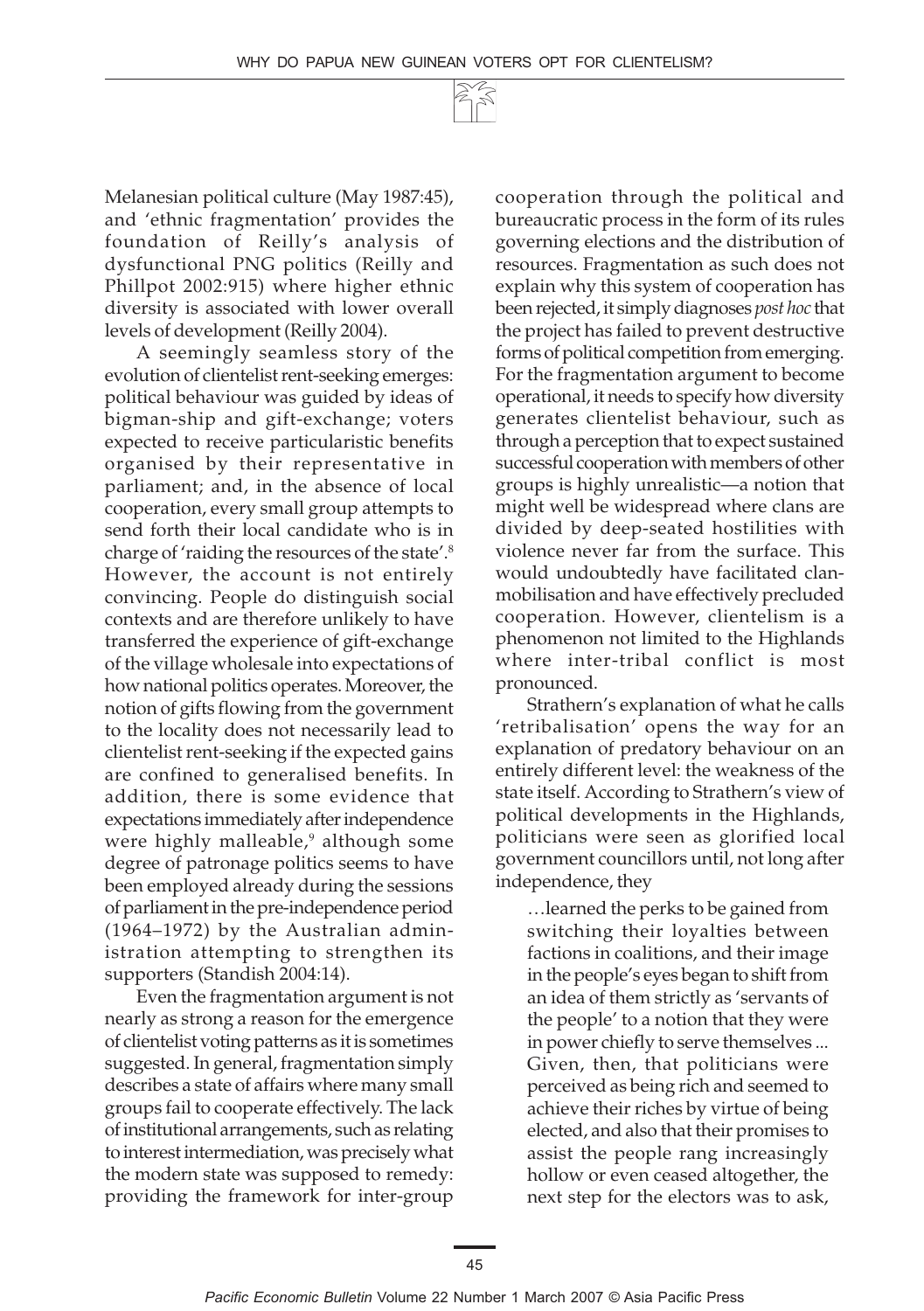Melanesian political culture (May 1987:45), and 'ethnic fragmentation' provides the foundation of Reilly's analysis of dysfunctional PNG politics (Reilly and Phillpot 2002:915) where higher ethnic diversity is associated with lower overall levels of development (Reilly 2004).

A seemingly seamless story of the evolution of clientelist rent-seeking emerges: political behaviour was guided by ideas of bigman-ship and gift-exchange; voters expected to receive particularistic benefits organised by their representative in parliament; and, in the absence of local cooperation, every small group attempts to send forth their local candidate who is in charge of 'raiding the resources of the state'.[8] However, the account is not entirely convincing. People do distinguish social contexts and are therefore unlikely to have transferred the experience of gift-exchange of the village wholesale into expectations of how national politics operates. Moreover, the notion of gifts flowing from the government to the locality does not necessarily lead to clientelist rent-seeking if the expected gains are confined to generalised benefits. In addition, there is some evidence that expectations immediately after independence were highly malleable,[9] although some degree of patronage politics seems to have been employed already during the sessions of parliament in the pre-independence period (1964–1972) by the Australian administration attempting to strengthen its supporters (Standish 2004:14).

Even the fragmentation argument is not nearly as strong a reason for the emergence of clientelist voting patterns as it is sometimes suggested. In general, fragmentation simply describes a state of affairs where many small groups fail to cooperate effectively. The lack of institutional arrangements, such as relating to interest intermediation, was precisely what the modern state was supposed to remedy: providing the framework for inter-group cooperation through the political and bureaucratic process in the form of its rules governing elections and the distribution of resources. Fragmentation as such does not explain why this system of cooperation has been rejected, it simply diagnoses *post hoc* that the project has failed to prevent destructive forms of political competition from emerging. For the fragmentation argument to become operational, it needs to specify how diversity generates clientelist behaviour, such as through a perception that to expect sustained successful cooperation with members of other groups is highly unrealistic—a notion that might well be widespread where clans are divided by deep-seated hostilities with violence never far from the surface. This would undoubtedly have facilitated clan-mobilisation and have effectively precluded cooperation. However, clientelism is a phenomenon not limited to the Highlands where inter-tribal conflict is most pronounced.

Strathern's explanation of what he calls 'retribalisation' opens the way for an explanation of predatory behaviour on an entirely different level: the weakness of the state itself. According to Strathern's view of political developments in the Highlands, politicians were seen as glorified local government councillors until, not long after independence, they

> …learned the perks to be gained from switching their loyalties between factions in coalitions, and their image in the people's eyes began to shift from an idea of them strictly as 'servants of the people' to a notion that they were in power chiefly to serve themselves ... Given, then, that politicians were perceived as being rich and seemed to achieve their riches by virtue of being elected, and also that their promises to assist the people rang increasingly hollow or even ceased altogether, the next step for the electors was to ask,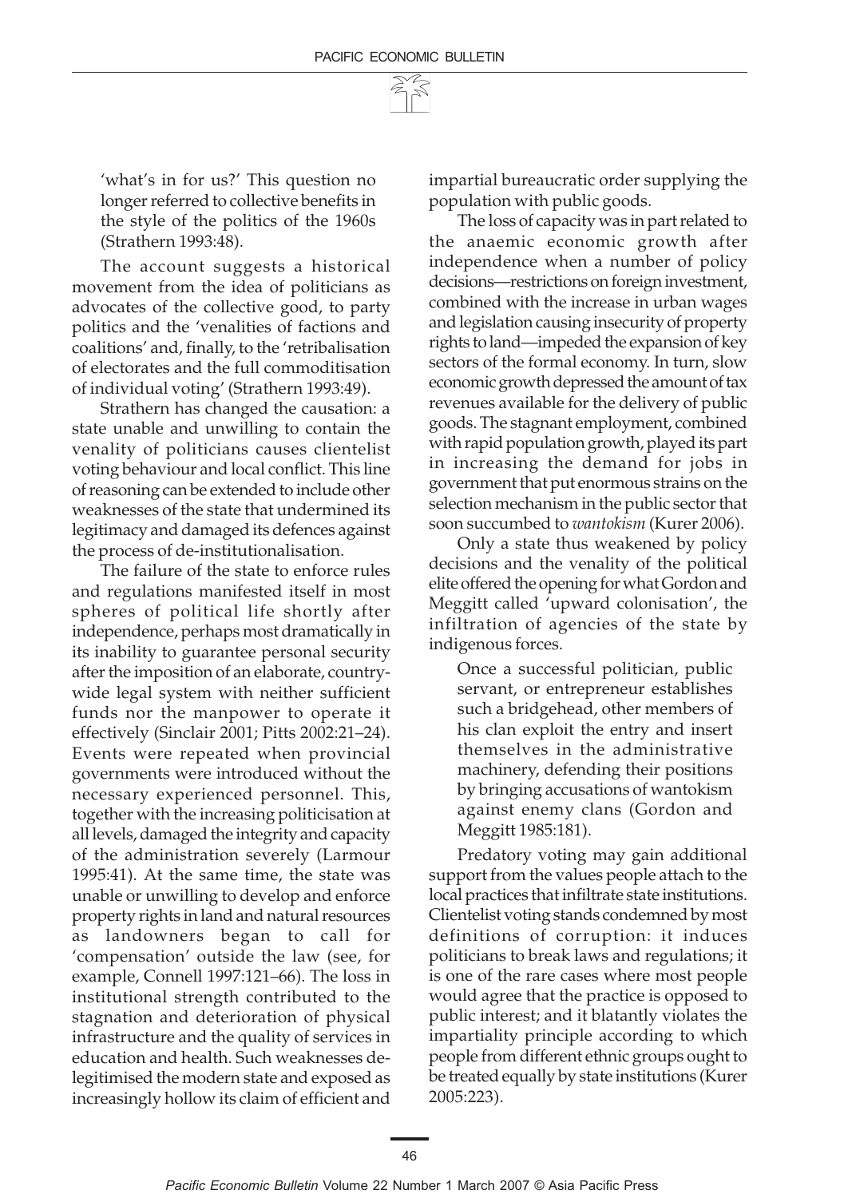> 'what's in for us?' This question no longer referred to collective benefits in the style of the politics of the 1960s (Strathern 1993:48).

The account suggests a historical movement from the idea of politicians as advocates of the collective good, to party politics and the 'venalities of factions and coalitions' and, finally, to the 'retribalisation of electorates and the full commoditisation of individual voting' (Strathern 1993:49).

Strathern has changed the causation: a state unable and unwilling to contain the venality of politicians causes clientelist voting behaviour and local conflict. This line of reasoning can be extended to include other weaknesses of the state that undermined its legitimacy and damaged its defences against the process of de-institutionalisation.

The failure of the state to enforce rules and regulations manifested itself in most spheres of political life shortly after independence, perhaps most dramatically in its inability to guarantee personal security after the imposition of an elaborate, country-wide legal system with neither sufficient funds nor the manpower to operate it effectively (Sinclair 2001; Pitts 2002:21–24). Events were repeated when provincial governments were introduced without the necessary experienced personnel. This, together with the increasing politicisation at all levels, damaged the integrity and capacity of the administration severely (Larmour 1995:41). At the same time, the state was unable or unwilling to develop and enforce property rights in land and natural resources as landowners began to call for 'compensation' outside the law (see, for example, Connell 1997:121–66). The loss in institutional strength contributed to the stagnation and deterioration of physical infrastructure and the quality of services in education and health. Such weaknesses de-legitimised the modern state and exposed as increasingly hollow its claim of efficient and impartial bureaucratic order supplying the population with public goods.

The loss of capacity was in part related to the anaemic economic growth after independence when a number of policy decisions—restrictions on foreign investment, combined with the increase in urban wages and legislation causing insecurity of property rights to land—impeded the expansion of key sectors of the formal economy. In turn, slow economic growth depressed the amount of tax revenues available for the delivery of public goods. The stagnant employment, combined with rapid population growth, played its part in increasing the demand for jobs in government that put enormous strains on the selection mechanism in the public sector that soon succumbed to *wantokism* (Kurer 2006).

Only a state thus weakened by policy decisions and the venality of the political elite offered the opening for what Gordon and Meggitt called 'upward colonisation', the infiltration of agencies of the state by indigenous forces.

> Once a successful politician, public servant, or entrepreneur establishes such a bridgehead, other members of his clan exploit the entry and insert themselves in the administrative machinery, defending their positions by bringing accusations of wantokism against enemy clans (Gordon and Meggitt 1985:181).

Predatory voting may gain additional support from the values people attach to the local practices that infiltrate state institutions. Clientelist voting stands condemned by most definitions of corruption: it induces politicians to break laws and regulations; it is one of the rare cases where most people would agree that the practice is opposed to public interest; and it blatantly violates the impartiality principle according to which people from different ethnic groups ought to be treated equally by state institutions (Kurer 2005:223).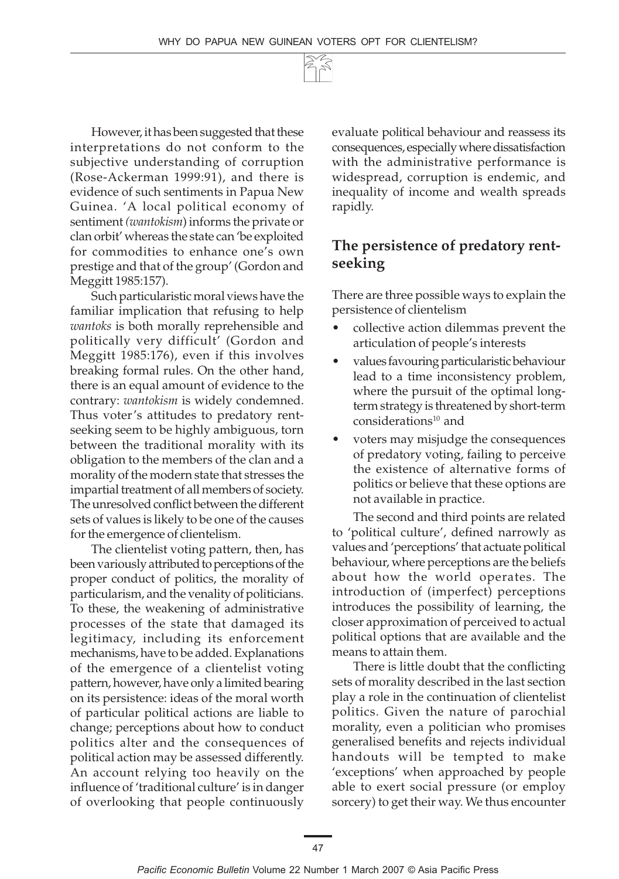However, it has been suggested that these interpretations do not conform to the subjective understanding of corruption (Rose-Ackerman 1999:91), and there is evidence of such sentiments in Papua New Guinea. 'A local political economy of sentiment *(wantokism*) informs the private or clan orbit' whereas the state can 'be exploited for commodities to enhance one's own prestige and that of the group' (Gordon and Meggitt 1985:157).

Such particularistic moral views have the familiar implication that refusing to help *wantoks* is both morally reprehensible and politically very difficult' (Gordon and Meggitt 1985:176), even if this involves breaking formal rules. On the other hand, there is an equal amount of evidence to the contrary: *wantokism* is widely condemned. Thus voter's attitudes to predatory rent-seeking seem to be highly ambiguous, torn between the traditional morality with its obligation to the members of the clan and a morality of the modern state that stresses the impartial treatment of all members of society. The unresolved conflict between the different sets of values is likely to be one of the causes for the emergence of clientelism.

The clientelist voting pattern, then, has been variously attributed to perceptions of the proper conduct of politics, the morality of particularism, and the venality of politicians. To these, the weakening of administrative processes of the state that damaged its legitimacy, including its enforcement mechanisms, have to be added. Explanations of the emergence of a clientelist voting pattern, however, have only a limited bearing on its persistence: ideas of the moral worth of particular political actions are liable to change; perceptions about how to conduct politics alter and the consequences of political action may be assessed differently. An account relying too heavily on the influence of 'traditional culture' is in danger of overlooking that people continuously evaluate political behaviour and reassess its consequences, especially where dissatisfaction with the administrative performance is widespread, corruption is endemic, and inequality of income and wealth spreads rapidly.

## The persistence of predatory rent-seeking

There are three possible ways to explain the persistence of clientelism

- collective action dilemmas prevent the articulation of people's interests
- values favouring particularistic behaviour lead to a time inconsistency problem, where the pursuit of the optimal long-term strategy is threatened by short-term considerations[10] and
- voters may misjudge the consequences of predatory voting, failing to perceive the existence of alternative forms of politics or believe that these options are not available in practice.

The second and third points are related to 'political culture', defined narrowly as values and 'perceptions' that actuate political behaviour, where perceptions are the beliefs about how the world operates. The introduction of (imperfect) perceptions introduces the possibility of learning, the closer approximation of perceived to actual political options that are available and the means to attain them.

There is little doubt that the conflicting sets of morality described in the last section play a role in the continuation of clientelist politics. Given the nature of parochial morality, even a politician who promises generalised benefits and rejects individual handouts will be tempted to make 'exceptions' when approached by people able to exert social pressure (or employ sorcery) to get their way. We thus encounter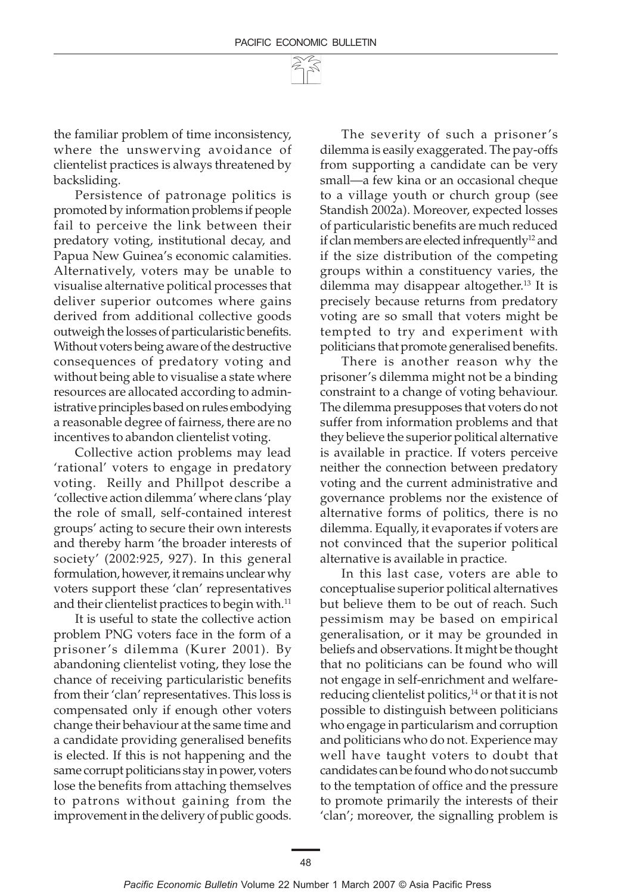the familiar problem of time inconsistency, where the unswerving avoidance of clientelist practices is always threatened by backsliding.

Persistence of patronage politics is promoted by information problems if people fail to perceive the link between their predatory voting, institutional decay, and Papua New Guinea's economic calamities. Alternatively, voters may be unable to visualise alternative political processes that deliver superior outcomes where gains derived from additional collective goods outweigh the losses of particularistic benefits. Without voters being aware of the destructive consequences of predatory voting and without being able to visualise a state where resources are allocated according to administrative principles based on rules embodying a reasonable degree of fairness, there are no incentives to abandon clientelist voting.

Collective action problems may lead 'rational' voters to engage in predatory voting. Reilly and Phillpot describe a 'collective action dilemma' where clans 'play the role of small, self-contained interest groups' acting to secure their own interests and thereby harm 'the broader interests of society' (2002:925, 927). In this general formulation, however, it remains unclear why voters support these 'clan' representatives and their clientelist practices to begin with.[11]

It is useful to state the collective action problem PNG voters face in the form of a prisoner's dilemma (Kurer 2001). By abandoning clientelist voting, they lose the chance of receiving particularistic benefits from their 'clan' representatives. This loss is compensated only if enough other voters change their behaviour at the same time and a candidate providing generalised benefits is elected. If this is not happening and the same corrupt politicians stay in power, voters lose the benefits from attaching themselves to patrons without gaining from the improvement in the delivery of public goods.

The severity of such a prisoner's dilemma is easily exaggerated. The pay-offs from supporting a candidate can be very small—a few kina or an occasional cheque to a village youth or church group (see Standish 2002a). Moreover, expected losses of particularistic benefits are much reduced if clan members are elected infrequently[12] and if the size distribution of the competing groups within a constituency varies, the dilemma may disappear altogether.[13] It is precisely because returns from predatory voting are so small that voters might be tempted to try and experiment with politicians that promote generalised benefits.

There is another reason why the prisoner's dilemma might not be a binding constraint to a change of voting behaviour. The dilemma presupposes that voters do not suffer from information problems and that they believe the superior political alternative is available in practice. If voters perceive neither the connection between predatory voting and the current administrative and governance problems nor the existence of alternative forms of politics, there is no dilemma. Equally, it evaporates if voters are not convinced that the superior political alternative is available in practice.

In this last case, voters are able to conceptualise superior political alternatives but believe them to be out of reach. Such pessimism may be based on empirical generalisation, or it may be grounded in beliefs and observations. It might be thought that no politicians can be found who will not engage in self-enrichment and welfare-reducing clientelist politics,[14] or that it is not possible to distinguish between politicians who engage in particularism and corruption and politicians who do not. Experience may well have taught voters to doubt that candidates can be found who do not succumb to the temptation of office and the pressure to promote primarily the interests of their 'clan'; moreover, the signalling problem is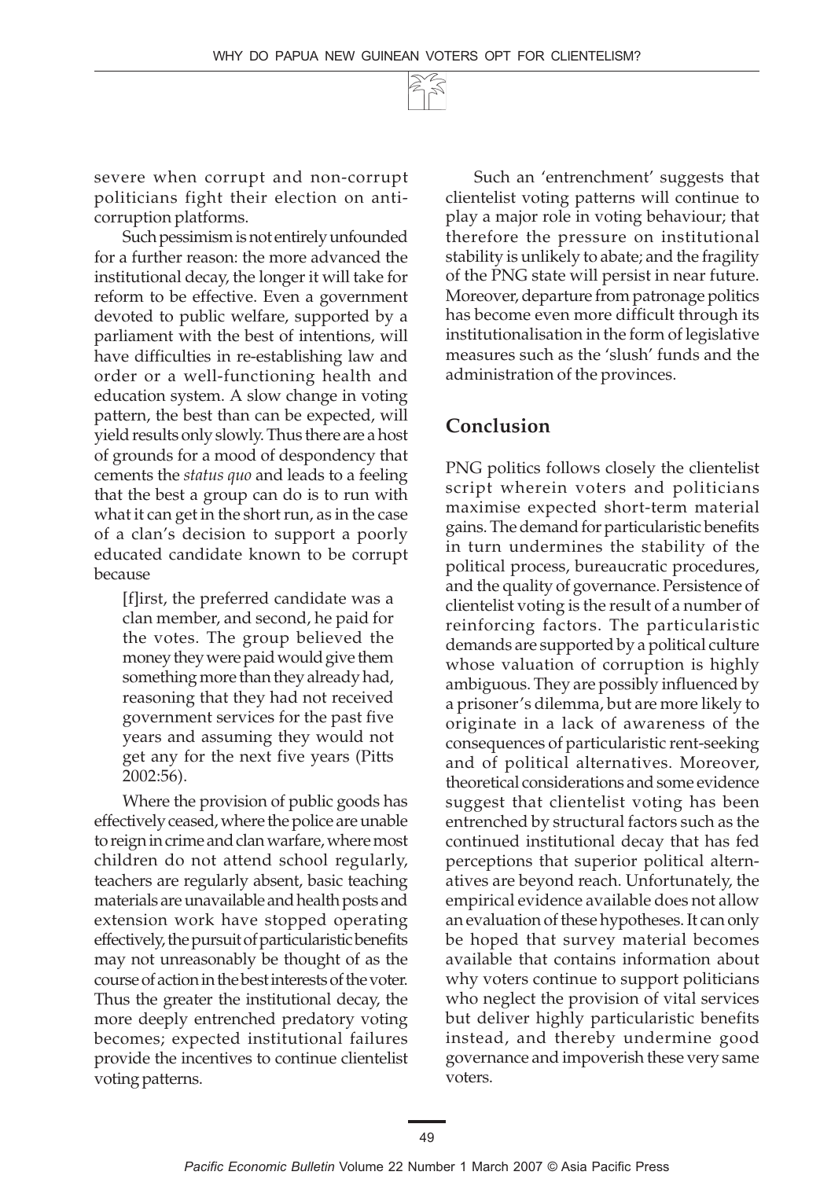severe when corrupt and non-corrupt politicians fight their election on anti-corruption platforms.

Such pessimism is not entirely unfounded for a further reason: the more advanced the institutional decay, the longer it will take for reform to be effective. Even a government devoted to public welfare, supported by a parliament with the best of intentions, will have difficulties in re-establishing law and order or a well-functioning health and education system. A slow change in voting pattern, the best than can be expected, will yield results only slowly. Thus there are a host of grounds for a mood of despondency that cements the *status quo* and leads to a feeling that the best a group can do is to run with what it can get in the short run, as in the case of a clan's decision to support a poorly educated candidate known to be corrupt because

> [f]irst, the preferred candidate was a clan member, and second, he paid for the votes. The group believed the money they were paid would give them something more than they already had, reasoning that they had not received government services for the past five years and assuming they would not get any for the next five years (Pitts 2002:56).

Where the provision of public goods has effectively ceased, where the police are unable to reign in crime and clan warfare, where most children do not attend school regularly, teachers are regularly absent, basic teaching materials are unavailable and health posts and extension work have stopped operating effectively, the pursuit of particularistic benefits may not unreasonably be thought of as the course of action in the best interests of the voter. Thus the greater the institutional decay, the more deeply entrenched predatory voting becomes; expected institutional failures provide the incentives to continue clientelist voting patterns.

Such an 'entrenchment' suggests that clientelist voting patterns will continue to play a major role in voting behaviour; that therefore the pressure on institutional stability is unlikely to abate; and the fragility of the PNG state will persist in near future. Moreover, departure from patronage politics has become even more difficult through its institutionalisation in the form of legislative measures such as the 'slush' funds and the administration of the provinces.

## Conclusion

PNG politics follows closely the clientelist script wherein voters and politicians maximise expected short-term material gains. The demand for particularistic benefits in turn undermines the stability of the political process, bureaucratic procedures, and the quality of governance. Persistence of clientelist voting is the result of a number of reinforcing factors. The particularistic demands are supported by a political culture whose valuation of corruption is highly ambiguous. They are possibly influenced by a prisoner's dilemma, but are more likely to originate in a lack of awareness of the consequences of particularistic rent-seeking and of political alternatives. Moreover, theoretical considerations and some evidence suggest that clientelist voting has been entrenched by structural factors such as the continued institutional decay that has fed perceptions that superior political alternatives are beyond reach. Unfortunately, the empirical evidence available does not allow an evaluation of these hypotheses. It can only be hoped that survey material becomes available that contains information about why voters continue to support politicians who neglect the provision of vital services but deliver highly particularistic benefits instead, and thereby undermine good governance and impoverish these very same voters.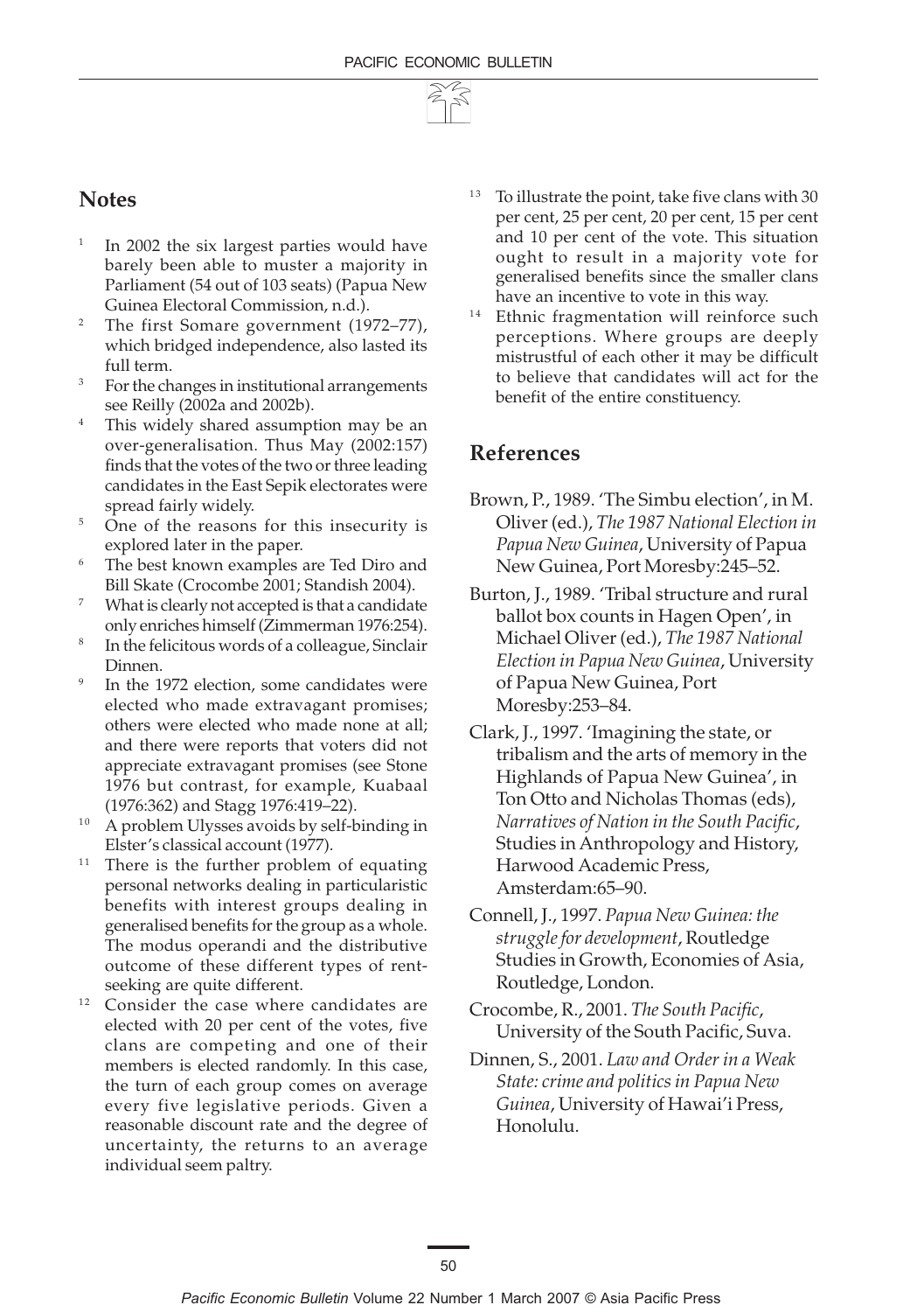## Notes

[1] In 2002 the six largest parties would have barely been able to muster a majority in Parliament (54 out of 103 seats) (Papua New Guinea Electoral Commission, n.d.).

[2] The first Somare government (1972–77), which bridged independence, also lasted its full term.

[3] For the changes in institutional arrangements see Reilly (2002a and 2002b).

[4] This widely shared assumption may be an over-generalisation. Thus May (2002:157) finds that the votes of the two or three leading candidates in the East Sepik electorates were spread fairly widely.

[5] One of the reasons for this insecurity is explored later in the paper.

[6] The best known examples are Ted Diro and Bill Skate (Crocombe 2001; Standish 2004).

[7] What is clearly not accepted is that a candidate only enriches himself (Zimmerman 1976:254).

[8] In the felicitous words of a colleague, Sinclair Dinnen.

[9] In the 1972 election, some candidates were elected who made extravagant promises; others were elected who made none at all; and there were reports that voters did not appreciate extravagant promises (see Stone 1976 but contrast, for example, Kuabaal (1976:362) and Stagg 1976:419–22).

[10] A problem Ulysses avoids by self-binding in Elster's classical account (1977).

[11] There is the further problem of equating personal networks dealing in particularistic benefits with interest groups dealing in generalised benefits for the group as a whole. The modus operandi and the distributive outcome of these different types of rent-seeking are quite different.

[12] Consider the case where candidates are elected with 20 per cent of the votes, five clans are competing and one of their members is elected randomly. In this case, the turn of each group comes on average every five legislative periods. Given a reasonable discount rate and the degree of uncertainty, the returns to an average individual seem paltry.

[13] To illustrate the point, take five clans with 30 per cent, 25 per cent, 20 per cent, 15 per cent and 10 per cent of the vote. This situation ought to result in a majority vote for generalised benefits since the smaller clans have an incentive to vote in this way.

[14] Ethnic fragmentation will reinforce such perceptions. Where groups are deeply mistrustful of each other it may be difficult to believe that candidates will act for the benefit of the entire constituency.

## References

Brown, P., 1989. 'The Simbu election', in M. Oliver (ed.), *The 1987 National Election in Papua New Guinea*, University of Papua New Guinea, Port Moresby:245–52.

Burton, J., 1989. 'Tribal structure and rural ballot box counts in Hagen Open', in Michael Oliver (ed.), *The 1987 National Election in Papua New Guinea*, University of Papua New Guinea, Port Moresby:253–84.

Clark, J., 1997. 'Imagining the state, or tribalism and the arts of memory in the Highlands of Papua New Guinea', in Ton Otto and Nicholas Thomas (eds), *Narratives of Nation in the South Pacific*, Studies in Anthropology and History, Harwood Academic Press, Amsterdam:65–90.

Connell, J., 1997. *Papua New Guinea: the struggle for development*, Routledge Studies in Growth, Economies of Asia, Routledge, London.

Crocombe, R., 2001. *The South Pacific*, University of the South Pacific, Suva.

Dinnen, S., 2001. *Law and Order in a Weak State: crime and politics in Papua New Guinea*, University of Hawai'i Press, Honolulu.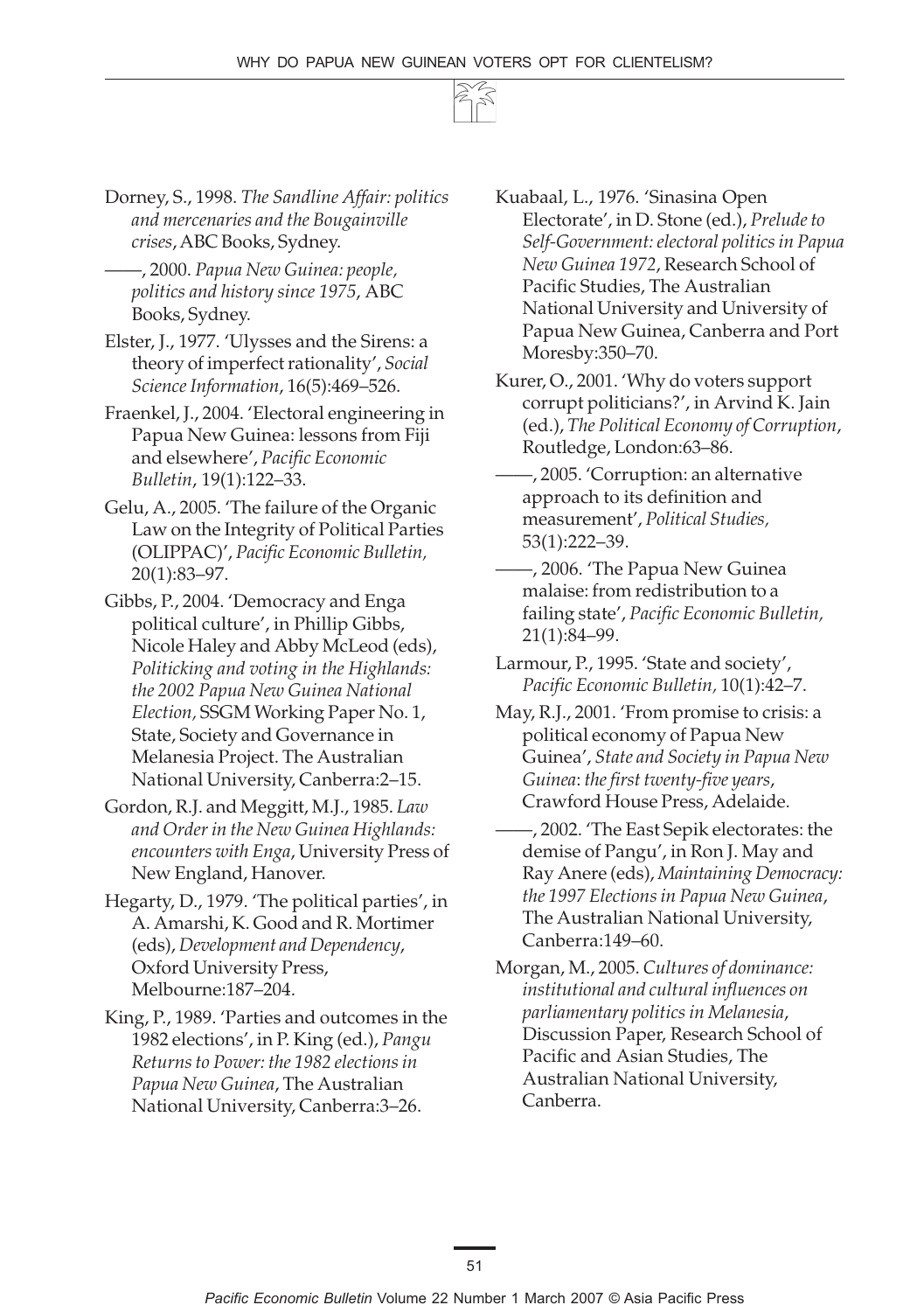Dorney, S., 1998. *The Sandline Affair: politics and mercenaries and the Bougainville crises*, ABC Books, Sydney.

——, 2000. *Papua New Guinea: people, politics and history since 1975*, ABC Books, Sydney.

Elster, J., 1977. 'Ulysses and the Sirens: a theory of imperfect rationality', *Social Science Information*, 16(5):469–526.

Fraenkel, J., 2004. 'Electoral engineering in Papua New Guinea: lessons from Fiji and elsewhere', *Pacific Economic Bulletin*, 19(1):122–33.

Gelu, A., 2005. 'The failure of the Organic Law on the Integrity of Political Parties (OLIPPAC)', *Pacific Economic Bulletin,* 20(1):83–97.

Gibbs, P., 2004. 'Democracy and Enga political culture', in Phillip Gibbs, Nicole Haley and Abby McLeod (eds), *Politicking and voting in the Highlands: the 2002 Papua New Guinea National Election,* SSGM Working Paper No. 1, State, Society and Governance in Melanesia Project. The Australian National University, Canberra:2–15.

Gordon, R.J. and Meggitt, M.J., 1985. *Law and Order in the New Guinea Highlands: encounters with Enga*, University Press of New England, Hanover.

Hegarty, D., 1979. 'The political parties', in A. Amarshi, K. Good and R. Mortimer (eds), *Development and Dependency*, Oxford University Press, Melbourne:187–204.

King, P., 1989. 'Parties and outcomes in the 1982 elections', in P. King (ed.), *Pangu Returns to Power: the 1982 elections in Papua New Guinea*, The Australian National University, Canberra:3–26.

Kuabaal, L., 1976. 'Sinasina Open Electorate', in D. Stone (ed.), *Prelude to Self-Government: electoral politics in Papua New Guinea 1972*, Research School of Pacific Studies, The Australian National University and University of Papua New Guinea, Canberra and Port Moresby:350–70.

Kurer, O., 2001. 'Why do voters support corrupt politicians?', in Arvind K. Jain (ed.), *The Political Economy of Corruption*, Routledge, London:63–86.

——, 2005. 'Corruption: an alternative approach to its definition and measurement', *Political Studies,* 53(1):222–39.

——, 2006. 'The Papua New Guinea malaise: from redistribution to a failing state', *Pacific Economic Bulletin,* 21(1):84–99.

Larmour, P., 1995. 'State and society', *Pacific Economic Bulletin,* 10(1):42–7.

May, R.J., 2001. 'From promise to crisis: a political economy of Papua New Guinea', *State and Society in Papua New Guinea*: *the first twenty-five years*, Crawford House Press, Adelaide.

——, 2002. 'The East Sepik electorates: the demise of Pangu', in Ron J. May and Ray Anere (eds), *Maintaining Democracy: the 1997 Elections in Papua New Guinea*, The Australian National University, Canberra:149–60.

Morgan, M., 2005. *Cultures of dominance: institutional and cultural influences on parliamentary politics in Melanesia*, Discussion Paper, Research School of Pacific and Asian Studies, The Australian National University, Canberra.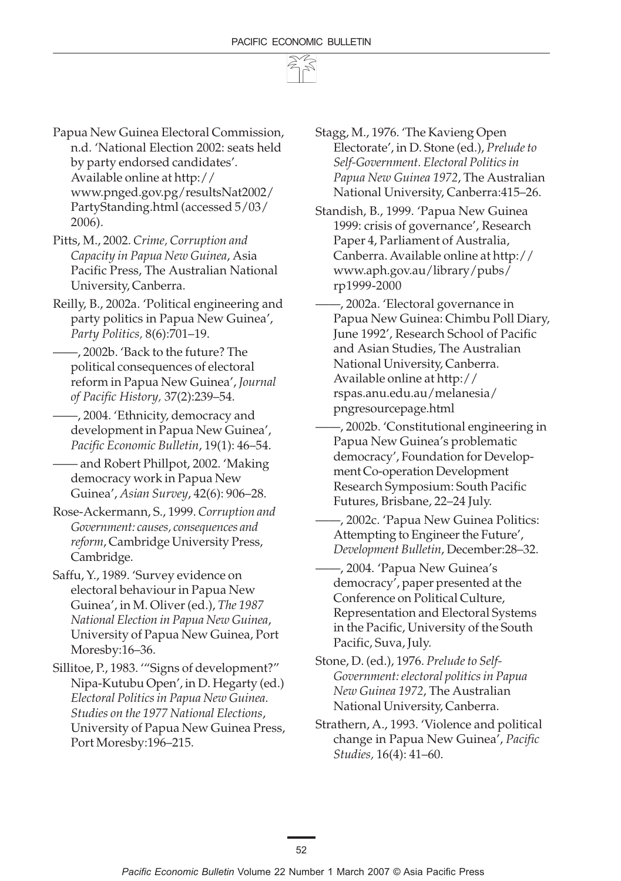Papua New Guinea Electoral Commission, n.d. 'National Election 2002: seats held by party endorsed candidates'. Available online at http://www.pnged.gov.pg/resultsNat2002/PartyStanding.html (accessed 5/03/2006).

Pitts, M., 2002. *Crime, Corruption and Capacity in Papua New Guinea*, Asia Pacific Press, The Australian National University, Canberra.

Reilly, B., 2002a. 'Political engineering and party politics in Papua New Guinea', *Party Politics,* 8(6):701–19.

——, 2002b. 'Back to the future? The political consequences of electoral reform in Papua New Guinea', *Journal of Pacific History,* 37(2):239–54.

——, 2004. 'Ethnicity, democracy and development in Papua New Guinea', *Pacific Economic Bulletin*, 19(1): 46–54.

—— and Robert Phillpot, 2002. 'Making democracy work in Papua New Guinea', *Asian Survey*, 42(6): 906–28.

Rose-Ackermann, S., 1999. *Corruption and Government: causes, consequences and reform*, Cambridge University Press, Cambridge.

Saffu, Y., 1989. 'Survey evidence on electoral behaviour in Papua New Guinea', in M. Oliver (ed.), *The 1987 National Election in Papua New Guinea*, University of Papua New Guinea, Port Moresby:16–36.

Sillitoe, P., 1983. '"Signs of development?" Nipa-Kutubu Open', in D. Hegarty (ed.) *Electoral Politics in Papua New Guinea. Studies on the 1977 National Elections*, University of Papua New Guinea Press, Port Moresby:196–215.

Stagg, M., 1976. 'The Kavieng Open Electorate', in D. Stone (ed.), *Prelude to Self-Government. Electoral Politics in Papua New Guinea 1972*, The Australian National University, Canberra:415–26.

Standish, B., 1999. 'Papua New Guinea 1999: crisis of governance', Research Paper 4, Parliament of Australia, Canberra. Available online at http://www.aph.gov.au/library/pubs/rp1999-2000

——, 2002a. 'Electoral governance in Papua New Guinea: Chimbu Poll Diary, June 1992', Research School of Pacific and Asian Studies, The Australian National University, Canberra. Available online at http://rspas.anu.edu.au/melanesia/pngresourcepage.html

——, 2002b. 'Constitutional engineering in Papua New Guinea's problematic democracy', Foundation for Development Co-operation Development Research Symposium: South Pacific Futures, Brisbane, 22–24 July.

——, 2002c. 'Papua New Guinea Politics: Attempting to Engineer the Future', *Development Bulletin*, December:28–32.

——, 2004. 'Papua New Guinea's democracy', paper presented at the Conference on Political Culture, Representation and Electoral Systems in the Pacific, University of the South Pacific, Suva, July.

Stone, D. (ed.), 1976. *Prelude to Self-Government: electoral politics in Papua New Guinea 1972*, The Australian National University, Canberra.

Strathern, A., 1993. 'Violence and political change in Papua New Guinea', *Pacific Studies,* 16(4): 41–60.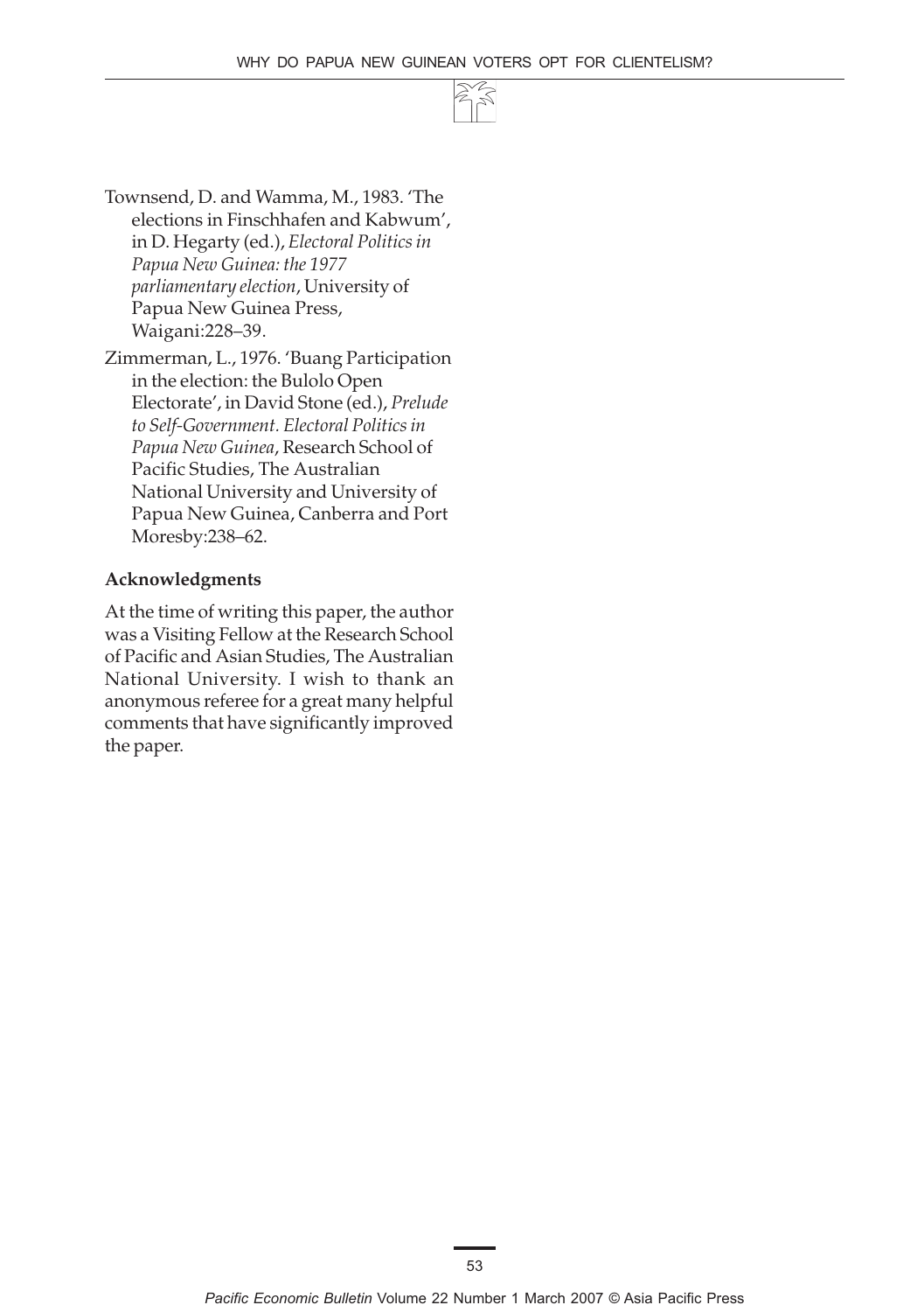Townsend, D. and Wamma, M., 1983. 'The elections in Finschhafen and Kabwum', in D. Hegarty (ed.), *Electoral Politics in Papua New Guinea: the 1977 parliamentary election*, University of Papua New Guinea Press, Waigani:228–39.

Zimmerman, L., 1976. 'Buang Participation in the election: the Bulolo Open Electorate', in David Stone (ed.), *Prelude to Self-Government. Electoral Politics in Papua New Guinea*, Research School of Pacific Studies, The Australian National University and University of Papua New Guinea, Canberra and Port Moresby:238–62.

## Acknowledgments

At the time of writing this paper, the author was a Visiting Fellow at the Research School of Pacific and Asian Studies, The Australian National University. I wish to thank an anonymous referee for a great many helpful comments that have significantly improved the paper.